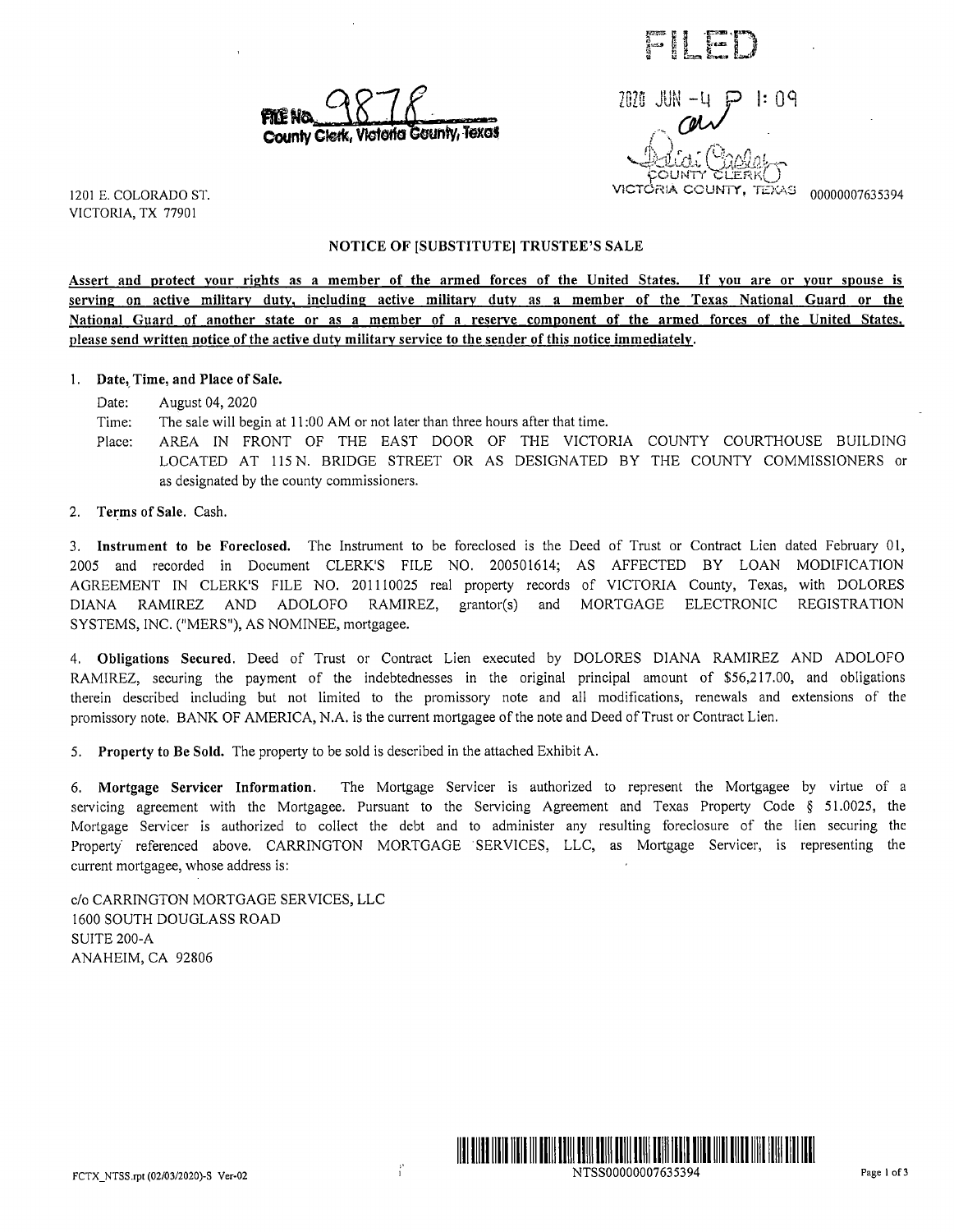FILED

FILE No. 9878
County Clerk, Victoria County, Texas

2020 JUN -4 P 1:09

COUNTY CLERK
VICTORIA COUNTY, TEXAS

00000007635394

1201 E. COLORADO ST.
VICTORIA, TX 77901

## NOTICE OF [SUBSTITUTE] TRUSTEE'S SALE

**Assert and protect your rights as a member of the armed forces of the United States. If you are or your spouse is serving on active military duty, including active military duty as a member of the Texas National Guard or the National Guard of another state or as a member of a reserve component of the armed forces of the United States, please send written notice of the active duty military service to the sender of this notice immediately.**

1. **Date, Time, and Place of Sale.**

   Date: August 04, 2020

   Time: The sale will begin at 11:00 AM or not later than three hours after that time.

   Place: AREA IN FRONT OF THE EAST DOOR OF THE VICTORIA COUNTY COURTHOUSE BUILDING LOCATED AT 115 N. BRIDGE STREET OR AS DESIGNATED BY THE COUNTY COMMISSIONERS or as designated by the county commissioners.

2. **Terms of Sale.** Cash.

3. **Instrument to be Foreclosed.** The Instrument to be foreclosed is the Deed of Trust or Contract Lien dated February 01, 2005 and recorded in Document CLERK'S FILE NO. 200501614; AS AFFECTED BY LOAN MODIFICATION AGREEMENT IN CLERK'S FILE NO. 201110025 real property records of VICTORIA County, Texas, with DOLORES DIANA RAMIREZ AND ADOLOFO RAMIREZ, grantor(s) and MORTGAGE ELECTRONIC REGISTRATION SYSTEMS, INC. ("MERS"), AS NOMINEE, mortgagee.

4. **Obligations Secured.** Deed of Trust or Contract Lien executed by DOLORES DIANA RAMIREZ AND ADOLOFO RAMIREZ, securing the payment of the indebtednesses in the original principal amount of $56,217.00, and obligations therein described including but not limited to the promissory note and all modifications, renewals and extensions of the promissory note. BANK OF AMERICA, N.A. is the current mortgagee of the note and Deed of Trust or Contract Lien.

5. **Property to Be Sold.** The property to be sold is described in the attached Exhibit A.

6. **Mortgage Servicer Information.** The Mortgage Servicer is authorized to represent the Mortgagee by virtue of a servicing agreement with the Mortgagee. Pursuant to the Servicing Agreement and Texas Property Code § 51.0025, the Mortgage Servicer is authorized to collect the debt and to administer any resulting foreclosure of the lien securing the Property referenced above. CARRINGTON MORTGAGE SERVICES, LLC, as Mortgage Servicer, is representing the current mortgagee, whose address is:

c/o CARRINGTON MORTGAGE SERVICES, LLC
1600 SOUTH DOUGLASS ROAD
SUITE 200-A
ANAHEIM, CA 92806

FCTX_NTSS.rpt (02/03/2020)-S Ver-02

NTSS00000007635394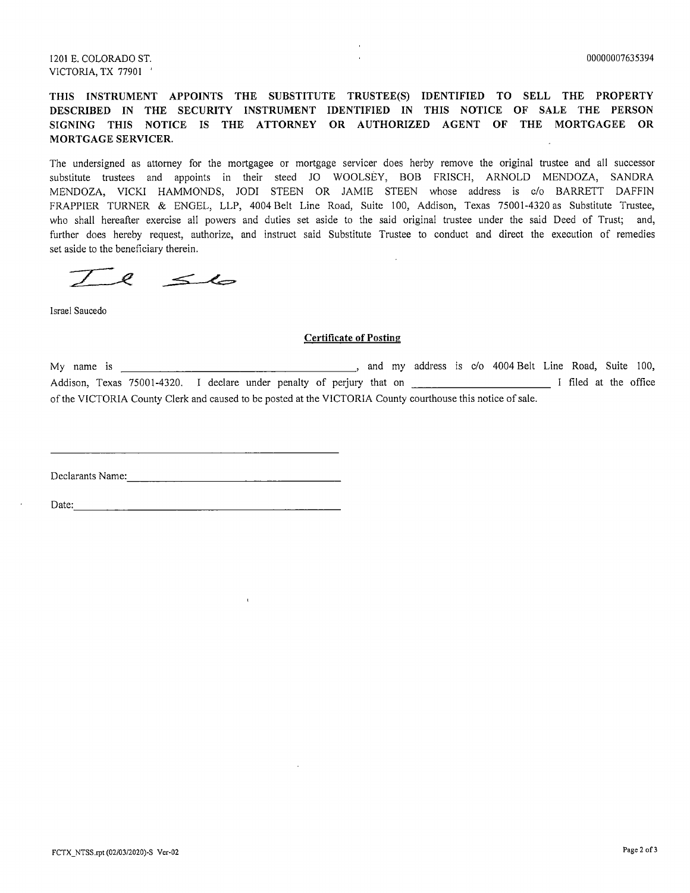1201 E. COLORADO ST.
VICTORIA, TX 77901

00000007635394

**THIS INSTRUMENT APPOINTS THE SUBSTITUTE TRUSTEE(S) IDENTIFIED TO SELL THE PROPERTY DESCRIBED IN THE SECURITY INSTRUMENT IDENTIFIED IN THIS NOTICE OF SALE THE PERSON SIGNING THIS NOTICE IS THE ATTORNEY OR AUTHORIZED AGENT OF THE MORTGAGEE OR MORTGAGE SERVICER.**

The undersigned as attorney for the mortgagee or mortgage servicer does herby remove the original trustee and all successor substitute trustees and appoints in their steed JO WOOLSEY, BOB FRISCH, ARNOLD MENDOZA, SANDRA MENDOZA, VICKI HAMMONDS, JODI STEEN OR JAMIE STEEN whose address is c/o BARRETT DAFFIN FRAPPIER TURNER & ENGEL, LLP, 4004 Belt Line Road, Suite 100, Addison, Texas 75001-4320 as Substitute Trustee, who shall hereafter exercise all powers and duties set aside to the said original trustee under the said Deed of Trust; and, further does hereby request, authorize, and instruct said Substitute Trustee to conduct and direct the execution of remedies set aside to the beneficiary therein.

Israel Saucedo

## Certificate of Posting

My name is ____________________, and my address is c/o 4004 Belt Line Road, Suite 100, Addison, Texas 75001-4320. I declare under penalty of perjury that on ____________________ I filed at the office of the VICTORIA County Clerk and caused to be posted at the VICTORIA County courthouse this notice of sale.

____________________

Declarants Name: ____________________

Date: ____________________

FCTX_NTSS.rpt (02/03/2020)-S Ver-02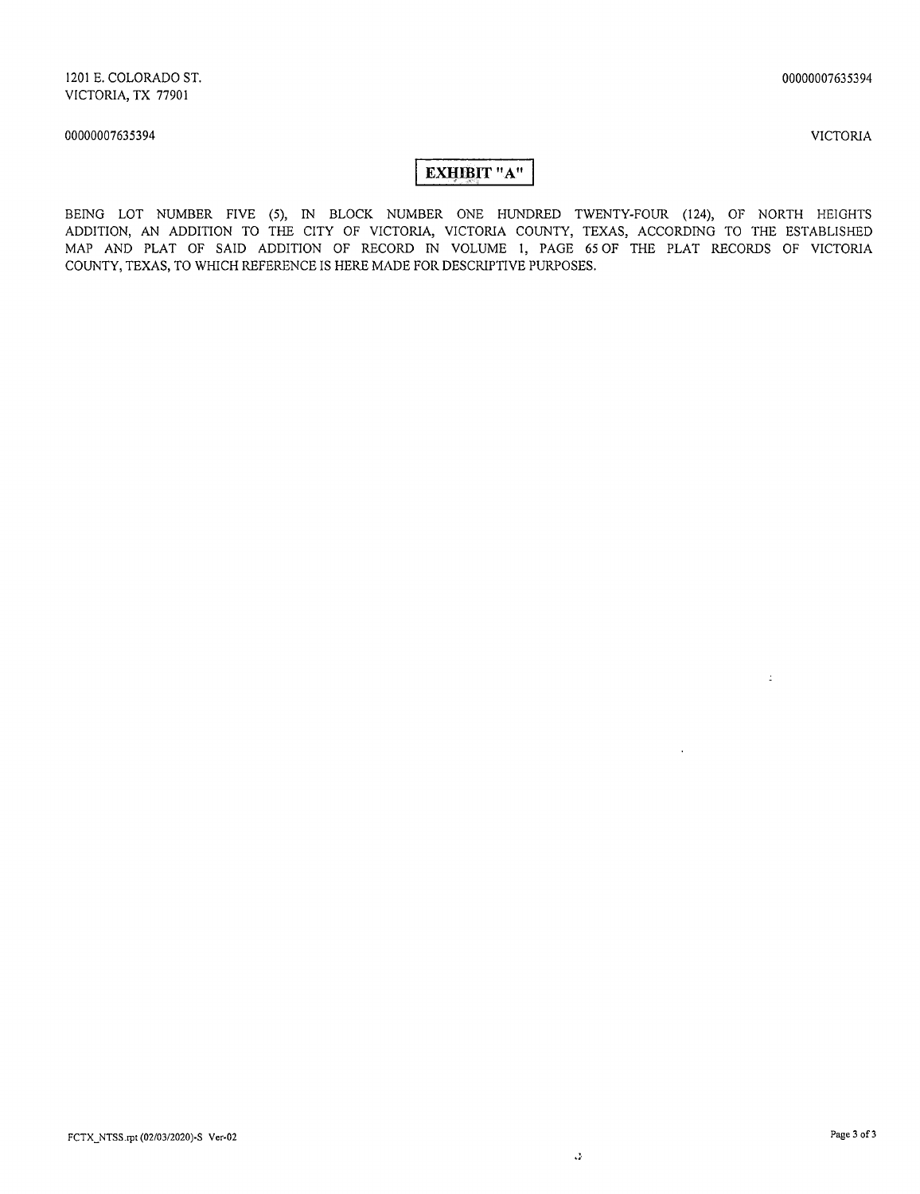1201 E. COLORADO ST.
VICTORIA, TX 77901

00000007635394

00000007635394

VICTORIA

## EXHIBIT "A"

BEING LOT NUMBER FIVE (5), IN BLOCK NUMBER ONE HUNDRED TWENTY-FOUR (124), OF NORTH HEIGHTS ADDITION, AN ADDITION TO THE CITY OF VICTORIA, VICTORIA COUNTY, TEXAS, ACCORDING TO THE ESTABLISHED MAP AND PLAT OF SAID ADDITION OF RECORD IN VOLUME 1, PAGE 65 OF THE PLAT RECORDS OF VICTORIA COUNTY, TEXAS, TO WHICH REFERENCE IS HERE MADE FOR DESCRIPTIVE PURPOSES.

FCTX_NTSS.rpt (02/03/2020)-S Ver-02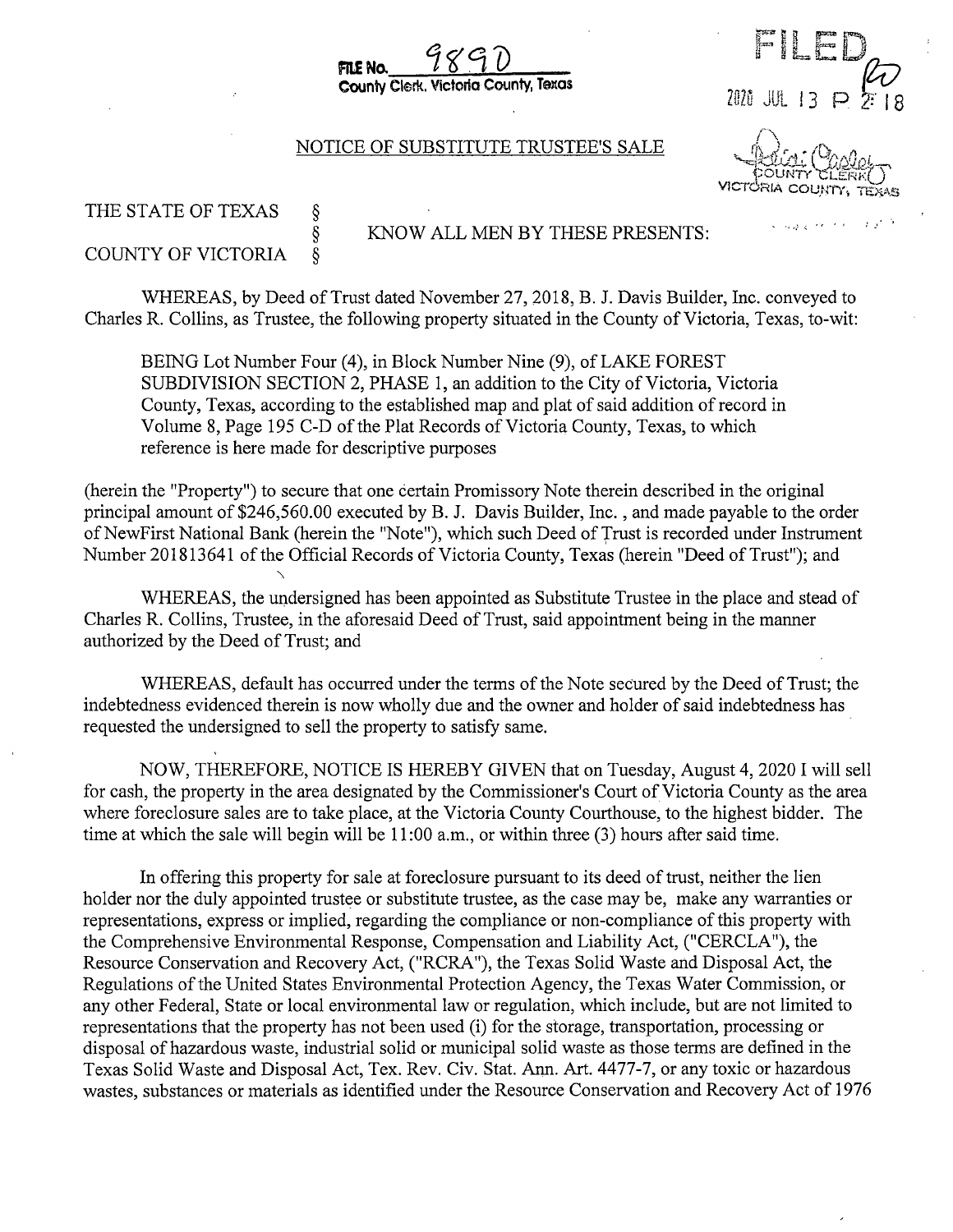FILE No. 9890
County Clerk, Victoria County, Texas

FILED
2020 JUL 13 P 2:18

COUNTY CLERK
VICTORIA COUNTY, TEXAS

NOTICE OF SUBSTITUTE TRUSTEE'S SALE

THE STATE OF TEXAS §
§ KNOW ALL MEN BY THESE PRESENTS:
COUNTY OF VICTORIA §

WHEREAS, by Deed of Trust dated November 27, 2018, B. J. Davis Builder, Inc. conveyed to Charles R. Collins, as Trustee, the following property situated in the County of Victoria, Texas, to-wit:

> BEING Lot Number Four (4), in Block Number Nine (9), of LAKE FOREST SUBDIVISION SECTION 2, PHASE 1, an addition to the City of Victoria, Victoria County, Texas, according to the established map and plat of said addition of record in Volume 8, Page 195 C-D of the Plat Records of Victoria County, Texas, to which reference is here made for descriptive purposes

(herein the "Property") to secure that one certain Promissory Note therein described in the original principal amount of $246,560.00 executed by B. J. Davis Builder, Inc. , and made payable to the order of NewFirst National Bank (herein the "Note"), which such Deed of Trust is recorded under Instrument Number 201813641 of the Official Records of Victoria County, Texas (herein "Deed of Trust"); and

WHEREAS, the undersigned has been appointed as Substitute Trustee in the place and stead of Charles R. Collins, Trustee, in the aforesaid Deed of Trust, said appointment being in the manner authorized by the Deed of Trust; and

WHEREAS, default has occurred under the terms of the Note secured by the Deed of Trust; the indebtedness evidenced therein is now wholly due and the owner and holder of said indebtedness has requested the undersigned to sell the property to satisfy same.

NOW, THEREFORE, NOTICE IS HEREBY GIVEN that on Tuesday, August 4, 2020 I will sell for cash, the property in the area designated by the Commissioner's Court of Victoria County as the area where foreclosure sales are to take place, at the Victoria County Courthouse, to the highest bidder. The time at which the sale will begin will be 11:00 a.m., or within three (3) hours after said time.

In offering this property for sale at foreclosure pursuant to its deed of trust, neither the lien holder nor the duly appointed trustee or substitute trustee, as the case may be, make any warranties or representations, express or implied, regarding the compliance or non-compliance of this property with the Comprehensive Environmental Response, Compensation and Liability Act, ("CERCLA"), the Resource Conservation and Recovery Act, ("RCRA"), the Texas Solid Waste and Disposal Act, the Regulations of the United States Environmental Protection Agency, the Texas Water Commission, or any other Federal, State or local environmental law or regulation, which include, but are not limited to representations that the property has not been used (i) for the storage, transportation, processing or disposal of hazardous waste, industrial solid or municipal solid waste as those terms are defined in the Texas Solid Waste and Disposal Act, Tex. Rev. Civ. Stat. Ann. Art. 4477-7, or any toxic or hazardous wastes, substances or materials as identified under the Resource Conservation and Recovery Act of 1976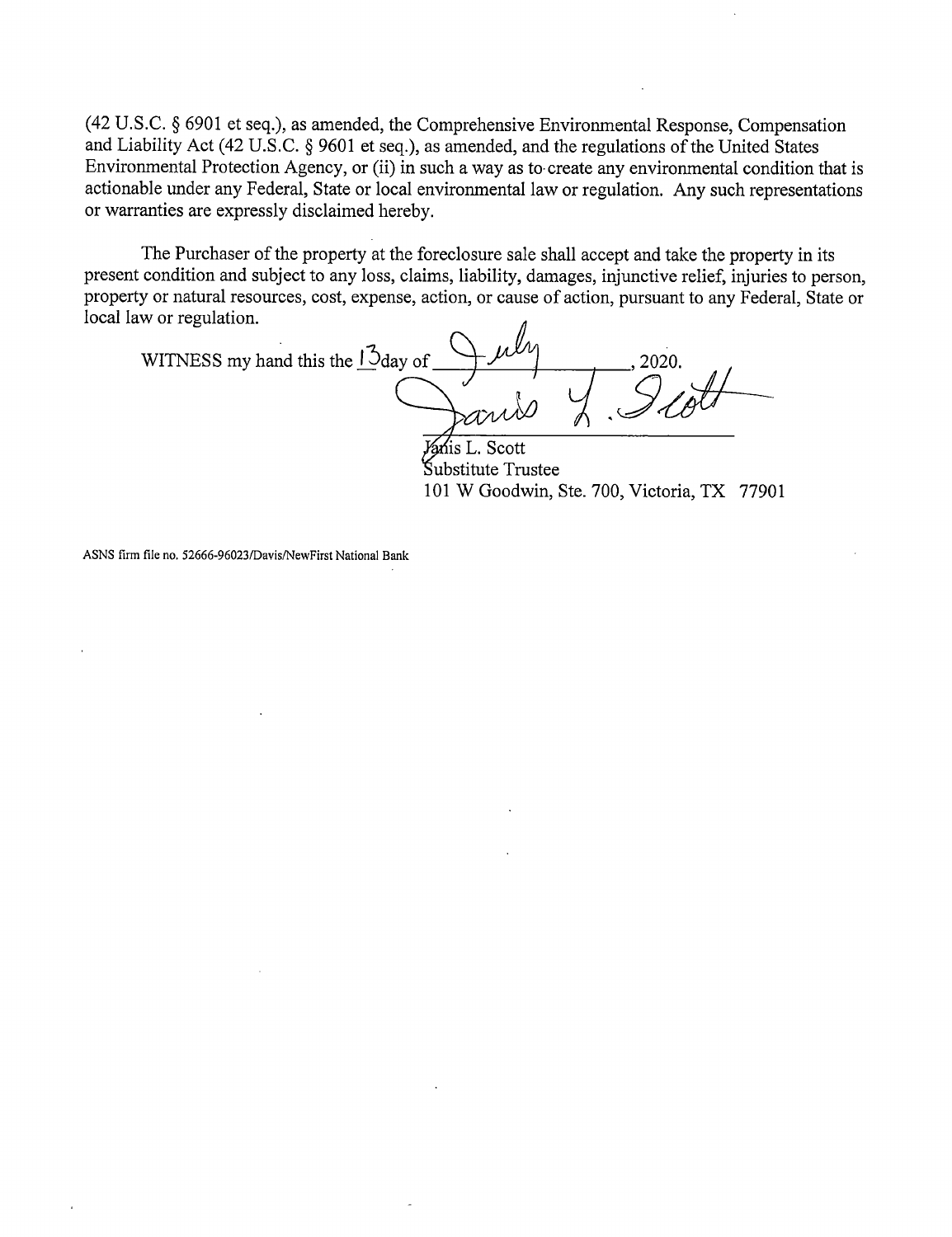(42 U.S.C. § 6901 et seq.), as amended, the Comprehensive Environmental Response, Compensation and Liability Act (42 U.S.C. § 9601 et seq.), as amended, and the regulations of the United States Environmental Protection Agency, or (ii) in such a way as to create any environmental condition that is actionable under any Federal, State or local environmental law or regulation. Any such representations or warranties are expressly disclaimed hereby.

The Purchaser of the property at the foreclosure sale shall accept and take the property in its present condition and subject to any loss, claims, liability, damages, injunctive relief, injuries to person, property or natural resources, cost, expense, action, or cause of action, pursuant to any Federal, State or local law or regulation.

WITNESS my hand this the 13 day of July, 2020.

Janis L. Scott
Substitute Trustee
101 W Goodwin, Ste. 700, Victoria, TX 77901

ASNS firm file no. 52666-96023/Davis/NewFirst National Bank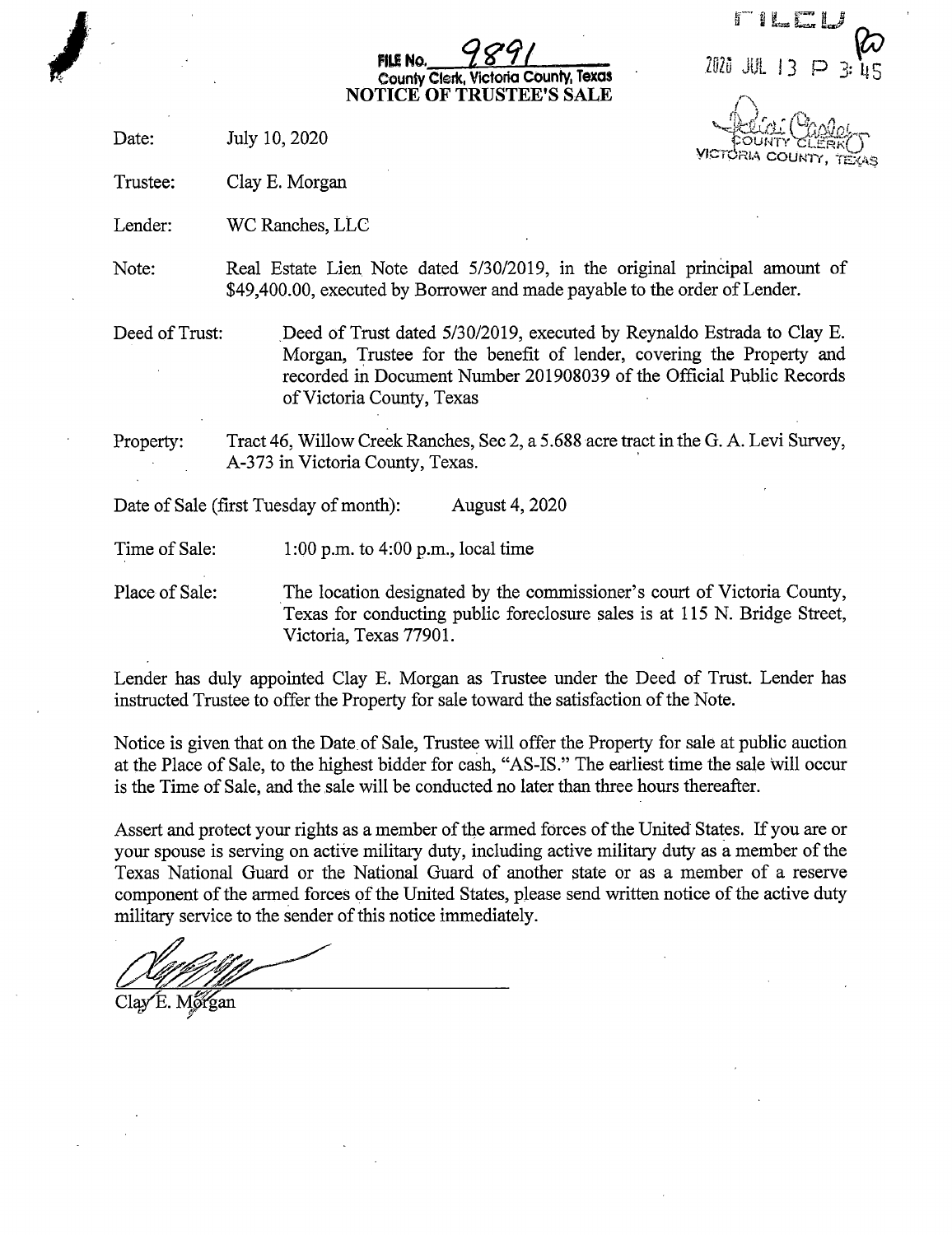FILE No. 9891
County Clerk, Victoria County, Texas

FILED
2020 JUL 13 P 3:45

COUNTY CLERK
VICTORIA COUNTY, TEXAS

# NOTICE OF TRUSTEE'S SALE

Date: July 10, 2020

Trustee: Clay E. Morgan

Lender: WC Ranches, LLC

Note: Real Estate Lien Note dated 5/30/2019, in the original principal amount of $49,400.00, executed by Borrower and made payable to the order of Lender.

Deed of Trust: Deed of Trust dated 5/30/2019, executed by Reynaldo Estrada to Clay E. Morgan, Trustee for the benefit of lender, covering the Property and recorded in Document Number 201908039 of the Official Public Records of Victoria County, Texas

Property: Tract 46, Willow Creek Ranches, Sec 2, a 5.688 acre tract in the G. A. Levi Survey, A-373 in Victoria County, Texas.

Date of Sale (first Tuesday of month): August 4, 2020

Time of Sale: 1:00 p.m. to 4:00 p.m., local time

Place of Sale: The location designated by the commissioner's court of Victoria County, Texas for conducting public foreclosure sales is at 115 N. Bridge Street, Victoria, Texas 77901.

Lender has duly appointed Clay E. Morgan as Trustee under the Deed of Trust. Lender has instructed Trustee to offer the Property for sale toward the satisfaction of the Note.

Notice is given that on the Date of Sale, Trustee will offer the Property for sale at public auction at the Place of Sale, to the highest bidder for cash, "AS-IS." The earliest time the sale will occur is the Time of Sale, and the sale will be conducted no later than three hours thereafter.

Assert and protect your rights as a member of the armed forces of the United States. If you are or your spouse is serving on active military duty, including active military duty as a member of the Texas National Guard or the National Guard of another state or as a member of a reserve component of the armed forces of the United States, please send written notice of the active duty military service to the sender of this notice immediately.

Clay E. Morgan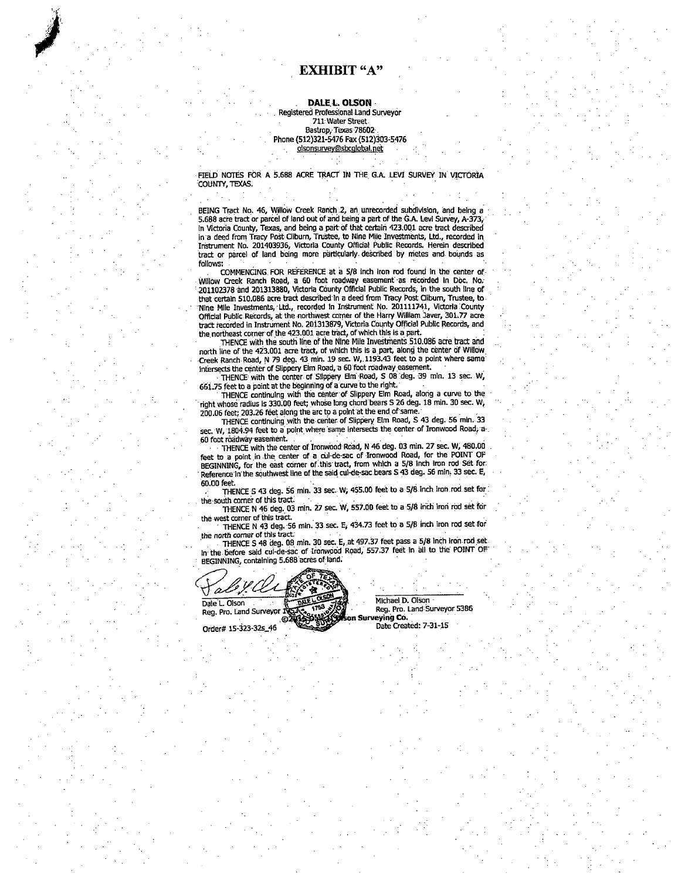# EXHIBIT "A"

**DALE L. OLSON**
Registered Professional Land Surveyor
711 Water Street
Bastrop, Texas 78602
Phone (512)321-5476 Fax (512)303-5476
olsonsurvey@sbcglobal.net

FIELD NOTES FOR A 5.688 ACRE TRACT IN THE G.A. LEVI SURVEY IN VICTORIA COUNTY, TEXAS.

BEING Tract No. 46, Willow Creek Ranch 2, an unrecorded subdivision, and being a 5.688 acre tract or parcel of land out of and being a part of the G.A. Levi Survey, A-373, in Victoria County, Texas, and being a part of that certain 423.001 acre tract described in a deed from Tracy Post Cliburn, Trustee, to Nine Mile Investments, Ltd., recorded in Instrument No. 201403936, Victoria County Official Public Records. Herein described tract or parcel of land being more particularly described by metes and bounds as follows:

COMMENCING FOR REFERENCE at a 5/8 inch iron rod found in the center of Willow Creek Ranch Road, a 60 foot roadway easement as recorded in Doc. No. 201102378 and 201313880, Victoria County Official Public Records, in the south line of that certain 510.086 acre tract described in a deed from Tracy Post Cliburn, Trustee, to Nine Mile Investments, Ltd., recorded in Instrument No. 201111741, Victoria County Official Public Records, at the northwest corner of the Harry William Javer, 301.77 acre tract recorded in Instrument No. 201313879, Victoria County Official Public Records, and the northeast corner of the 423.001 acre tract, of which this is a part.

THENCE with the south line of the Nine Mile Investments 510.086 acre tract and north line of the 423.001 acre tract, of which this is a part, along the center of Willow Creek Ranch Road, N 79 deg. 43 min. 19 sec. W, 1193.43 feet to a point where same intersects the center of Slippery Elm Road, a 60 foot roadway easement.

THENCE with the center of Slippery Elm Road, S 08 deg. 39 min. 13 sec. W, 661.75 feet to a point at the beginning of a curve to the right.

THENCE continuing with the center of Slippery Elm Road, along a curve to the right whose radius is 330.00 feet; whose long chord bears S 26 deg. 18 min. 30 sec. W, 200.06 feet; 203.26 feet along the arc to a point at the end of same.

THENCE continuing with the center of Slippery Elm Road, S 43 deg. 56 min. 33 sec. W, 1804.94 feet to a point where same intersects the center of Ironwood Road, a 60 foot roadway easement.

THENCE with the center of Ironwood Road, N 46 deg. 03 min. 27 sec. W, 480.00 feet to a point in the center of a cul-de-sac of Ironwood Road, for the POINT OF BEGINNING, for the east corner of this tract, from which a 5/8 inch iron rod Set for Reference in the southwest line of the said cul-de-sac bears S 43 deg. 56 min. 33 sec. E, 60.00 feet.

THENCE S 43 deg. 56 min. 33 sec. W, 455.00 feet to a 5/8 inch iron rod set for the south corner of this tract.

THENCE N 46 deg. 03 min. 27 sec. W, 557.00 feet to a 5/8 inch iron rod set for the west corner of this tract.

THENCE N 43 deg. 56 min. 33 sec. E, 434.73 feet to a 5/8 inch iron rod set for the north corner of this tract.

THENCE S 48 deg. 08 min. 30 sec. E, at 497.37 feet pass a 5/8 inch iron rod set in the before said cul-de-sac of Ironwood Road, 557.37 feet in all to the POINT OF BEGINNING, containing 5.688 acres of land.

Dale L. Olson
Reg. Pro. Land Surveyor 1753
©2015 Dale L. Olson Surveying Co.
Order# 15-323-32s_46

Michael D. Olson
Reg. Pro. Land Surveyor 5386
Date Created: 7-31-15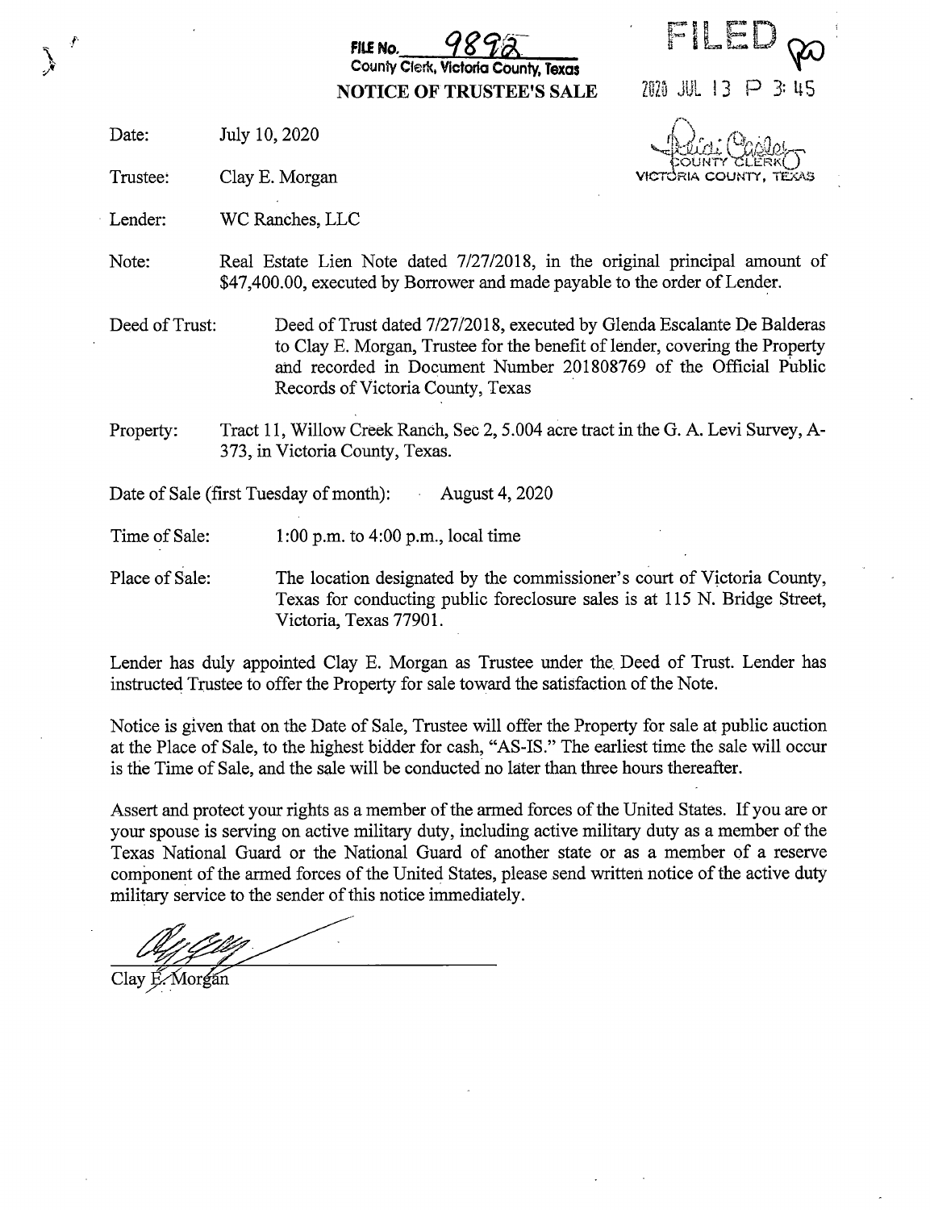FILE No. 9892
County Clerk, Victoria County, Texas

FILED

2020 JUL 13 P 3:45

COUNTY CLERK
VICTORIA COUNTY, TEXAS

# NOTICE OF TRUSTEE'S SALE

Date: July 10, 2020

Trustee: Clay E. Morgan

Lender: WC Ranches, LLC

Note: Real Estate Lien Note dated 7/27/2018, in the original principal amount of $47,400.00, executed by Borrower and made payable to the order of Lender.

Deed of Trust: Deed of Trust dated 7/27/2018, executed by Glenda Escalante De Balderas to Clay E. Morgan, Trustee for the benefit of lender, covering the Property and recorded in Document Number 201808769 of the Official Public Records of Victoria County, Texas

Property: Tract 11, Willow Creek Ranch, Sec 2, 5.004 acre tract in the G. A. Levi Survey, A-373, in Victoria County, Texas.

Date of Sale (first Tuesday of month): August 4, 2020

Time of Sale: 1:00 p.m. to 4:00 p.m., local time

Place of Sale: The location designated by the commissioner's court of Victoria County, Texas for conducting public foreclosure sales is at 115 N. Bridge Street, Victoria, Texas 77901.

Lender has duly appointed Clay E. Morgan as Trustee under the Deed of Trust. Lender has instructed Trustee to offer the Property for sale toward the satisfaction of the Note.

Notice is given that on the Date of Sale, Trustee will offer the Property for sale at public auction at the Place of Sale, to the highest bidder for cash, "AS-IS." The earliest time the sale will occur is the Time of Sale, and the sale will be conducted no later than three hours thereafter.

Assert and protect your rights as a member of the armed forces of the United States. If you are or your spouse is serving on active military duty, including active military duty as a member of the Texas National Guard or the National Guard of another state or as a member of a reserve component of the armed forces of the United States, please send written notice of the active duty military service to the sender of this notice immediately.

Clay E. Morgan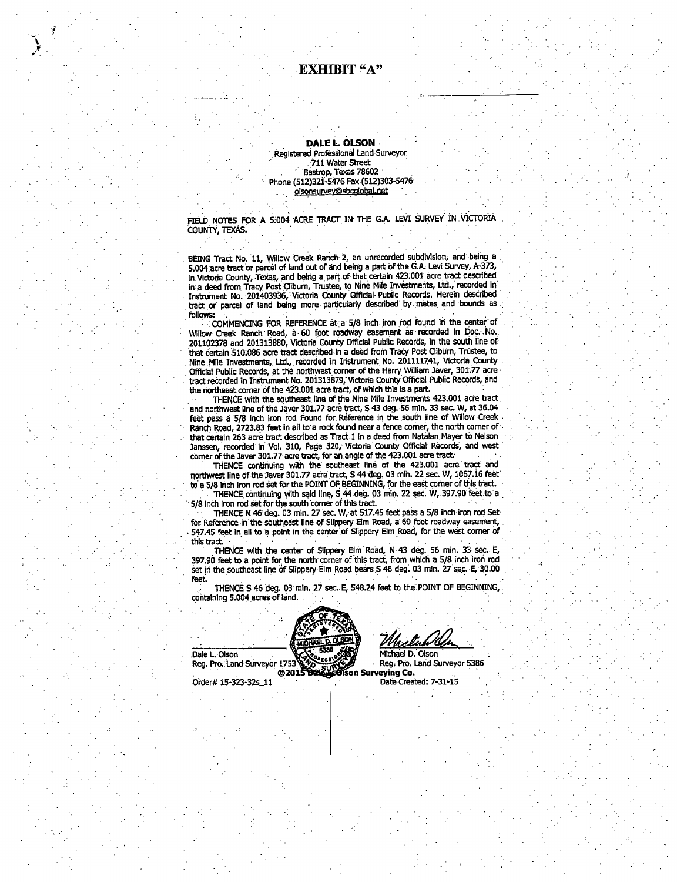# EXHIBIT "A"

**DALE L. OLSON**
Registered Professional Land Surveyor
711 Water Street
Bastrop, Texas 78602
Phone (512)321-5476 Fax (512)303-5476
olsonsurvey@sbcglobal.net

FIELD NOTES FOR A 5.004 ACRE TRACT IN THE G.A. LEVI SURVEY IN VICTORIA COUNTY, TEXAS.

BEING Tract No. 11, Willow Creek Ranch 2, an unrecorded subdivision, and being a 5.004 acre tract or parcel of land out of and being a part of the G.A. Levi Survey, A-373, in Victoria County, Texas, and being a part of that certain 423.001 acre tract described in a deed from Tracy Post Cliburn, Trustee, to Nine Mile Investments, Ltd., recorded in Instrument No. 201403936, Victoria County Official Public Records. Herein described tract or parcel of land being more particularly described by metes and bounds as follows:

COMMENCING FOR REFERENCE at a 5/8 inch iron rod found in the center of Willow Creek Ranch Road, a 60 foot roadway easement as recorded in Doc. No. 201102378 and 201313880, Victoria County Official Public Records, in the south line of that certain 510.086 acre tract described in a deed from Tracy Post Cliburn, Trustee, to Nine Mile Investments, Ltd., recorded in Instrument No. 201111741, Victoria County Official Public Records, at the northwest corner of the Harry William Javer, 301.77 acre tract recorded in Instrument No. 201313879, Victoria County Official Public Records, and the northeast corner of the 423.001 acre tract, of which this is a part.

THENCE with the southeast line of the Nine Mile Investments 423.001 acre tract and northwest line of the Javer 301.77 acre tract, S 43 deg. 56 min. 33 sec. W, at 36.04 feet pass a 5/8 inch iron rod Found for Reference in the south line of Willow Creek Ranch Road, 2723.83 feet in all to a rock found near a fence corner, the north corner of that certain 263 acre tract described as Tract 1 in a deed from Natalan Mayer to Nelson Janssen, recorded in Vol. 310, Page 320, Victoria County Official Records, and west corner of the Javer 301.77 acre tract, for an angle of the 423.001 acre tract.

THENCE continuing with the southeast line of the 423.001 acre tract and northwest line of the Javer 301.77 acre tract, S 44 deg. 03 min. 22 sec. W, 1067.16 feet to a 5/8 inch iron rod set for the POINT OF BEGINNING, for the east corner of this tract.

THENCE continuing with said line, S 44 deg. 03 min. 22 sec. W, 397.90 feet to a 5/8 inch iron rod set for the south corner of this tract.

THENCE N 46 deg. 03 min. 27 sec. W, at 517.45 feet pass a 5/8 inch iron rod Set for Reference in the southeast line of Slippery Elm Road, a 60 foot roadway easement, 547.45 feet in all to a point in the center of Slippery Elm Road, for the west corner of this tract.

THENCE with the center of Slippery Elm Road, N 43 deg. 56 min. 33 sec. E, 397.90 feet to a point for the north corner of this tract, from which a 5/8 inch iron rod set in the southeast line of Slippery Elm Road bears S 46 deg. 03 min. 27 sec. E, 30.00 feet.

THENCE S 46 deg. 03 min. 27 sec. E, 548.24 feet to the POINT OF BEGINNING, containing 5.004 acres of land.

Dale L. Olson
Reg. Pro. Land Surveyor 1753

Michael D. Olson
Reg. Pro. Land Surveyor 5386

©2015 Dale Olson Surveying Co.

Order# 15-323-32s_11

Date Created: 7-31-15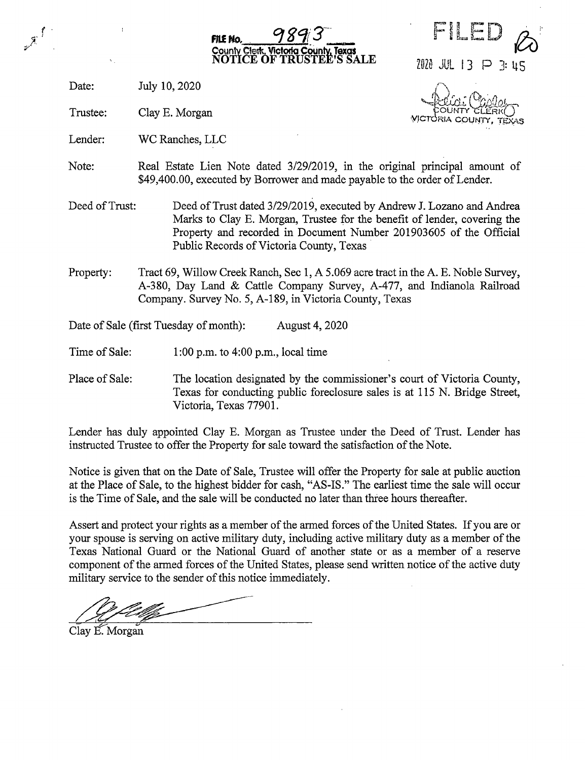FILE No. 9893

County Clerk, Victoria County, Texas

# NOTICE OF TRUSTEE'S SALE

FILED

2020 JUL 13 P 3:45

COUNTY CLERK
VICTORIA COUNTY, TEXAS

Date: July 10, 2020

Trustee: Clay E. Morgan

Lender: WC Ranches, LLC

Note: Real Estate Lien Note dated 3/29/2019, in the original principal amount of $49,400.00, executed by Borrower and made payable to the order of Lender.

Deed of Trust: Deed of Trust dated 3/29/2019, executed by Andrew J. Lozano and Andrea Marks to Clay E. Morgan, Trustee for the benefit of lender, covering the Property and recorded in Document Number 201903605 of the Official Public Records of Victoria County, Texas

Property: Tract 69, Willow Creek Ranch, Sec 1, A 5.069 acre tract in the A. E. Noble Survey, A-380, Day Land & Cattle Company Survey, A-477, and Indianola Railroad Company. Survey No. 5, A-189, in Victoria County, Texas

Date of Sale (first Tuesday of month): August 4, 2020

Time of Sale: 1:00 p.m. to 4:00 p.m., local time

Place of Sale: The location designated by the commissioner's court of Victoria County, Texas for conducting public foreclosure sales is at 115 N. Bridge Street, Victoria, Texas 77901.

Lender has duly appointed Clay E. Morgan as Trustee under the Deed of Trust. Lender has instructed Trustee to offer the Property for sale toward the satisfaction of the Note.

Notice is given that on the Date of Sale, Trustee will offer the Property for sale at public auction at the Place of Sale, to the highest bidder for cash, "AS-IS." The earliest time the sale will occur is the Time of Sale, and the sale will be conducted no later than three hours thereafter.

Assert and protect your rights as a member of the armed forces of the United States. If you are or your spouse is serving on active military duty, including active military duty as a member of the Texas National Guard or the National Guard of another state or as a member of a reserve component of the armed forces of the United States, please send written notice of the active duty military service to the sender of this notice immediately.

Clay E. Morgan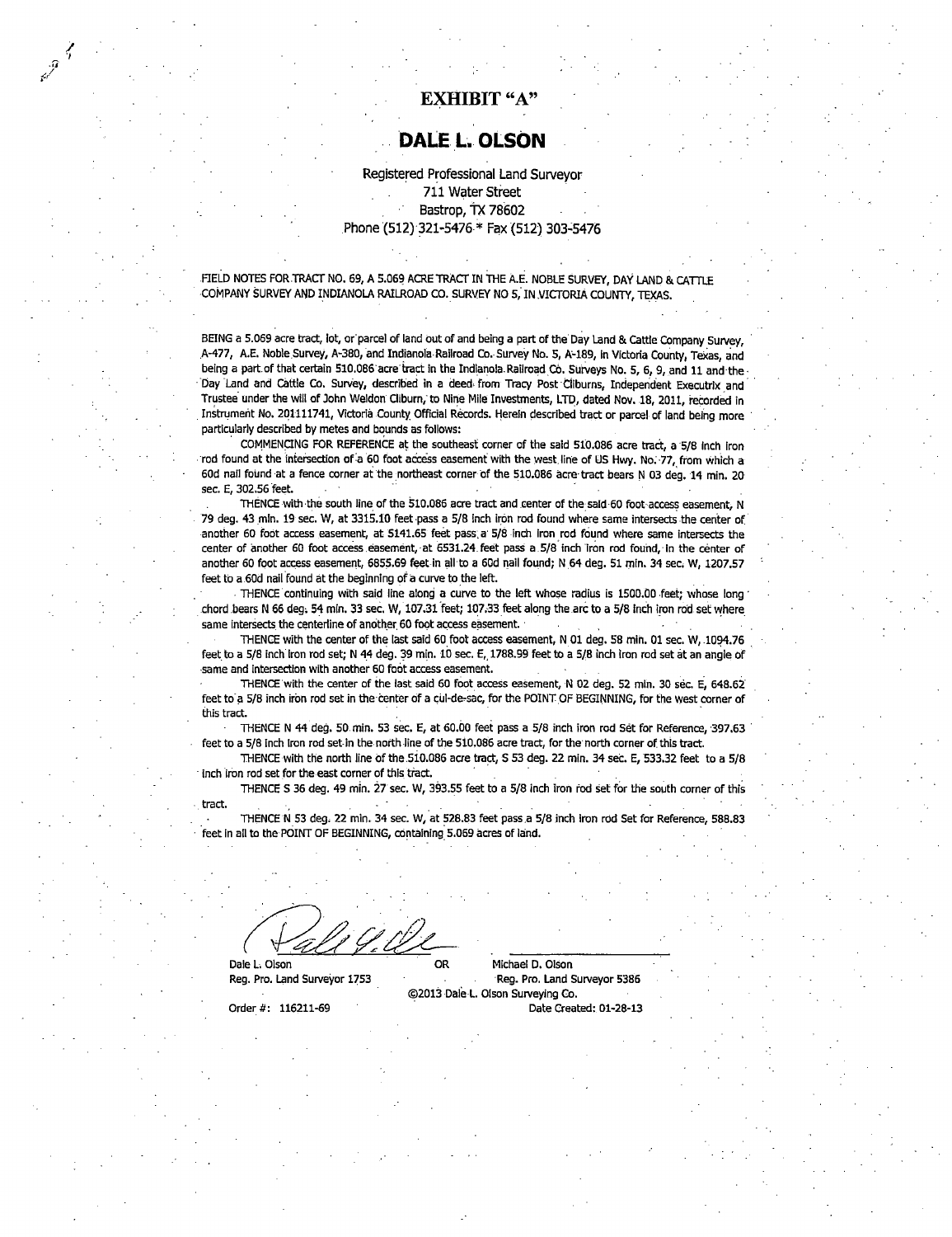# EXHIBIT "A"

## DALE L. OLSON

Registered Professional Land Surveyor
711 Water Street
Bastrop, TX 78602
Phone (512) 321-5476 * Fax (512) 303-5476

FIELD NOTES FOR TRACT NO. 69, A 5.069 ACRE TRACT IN THE A.E. NOBLE SURVEY, DAY LAND & CATTLE COMPANY SURVEY AND INDIANOLA RAILROAD CO. SURVEY NO 5, IN VICTORIA COUNTY, TEXAS.

BEING a 5.069 acre tract, lot, or parcel of land out of and being a part of the Day Land & Cattle Company Survey, A-477, A.E. Noble Survey, A-380, and Indianola Railroad Co. Survey No. 5, A-189, in Victoria County, Texas, and being a part of that certain 510.086 acre tract in the Indianola Railroad Co. Surveys No. 5, 6, 9, and 11 and the Day Land and Cattle Co. Survey, described in a deed from Tracy Post Cliburns, Independent Executrix and Trustee under the will of John Weldon Cliburn, to Nine Mile Investments, LTD, dated Nov. 18, 2011, recorded in Instrument No. 201111741, Victoria County Official Records. Herein described tract or parcel of land being more particularly described by metes and bounds as follows:

COMMENCING FOR REFERENCE at the southeast corner of the said 510.086 acre tract, a 5/8 inch iron rod found at the intersection of a 60 foot access easement with the west line of US Hwy. No. 77, from which a 60d nail found at a fence corner at the northeast corner of the 510.086 acre tract bears N 03 deg. 14 min. 20 sec. E, 302.56 feet.

THENCE with the south line of the 510.086 acre tract and center of the said 60 foot access easement, N 79 deg. 43 min. 19 sec. W, at 3315.10 feet pass a 5/8 inch iron rod found where same intersects the center of another 60 foot access easement, at 5141.65 feet pass a 5/8 inch iron rod found where same intersects the center of another 60 foot access easement, at 6531.24 feet pass a 5/8 inch iron rod found, in the center of another 60 foot access easement, 6855.69 feet in all to a 60d nail found; N 64 deg. 51 min. 34 sec. W, 1207.57 feet to a 60d nail found at the beginning of a curve to the left.

THENCE continuing with said line along a curve to the left whose radius is 1500.00 feet; whose long chord bears N 66 deg. 54 min. 33 sec. W, 107.31 feet; 107.33 feet along the arc to a 5/8 inch iron rod set where same intersects the centerline of another 60 foot access easement.

THENCE with the center of the last said 60 foot access easement, N 01 deg. 58 min. 01 sec. W, 1094.76 feet to a 5/8 inch iron rod set; N 44 deg. 39 min. 10 sec. E, 1788.99 feet to a 5/8 inch iron rod set at an angle of same and intersection with another 60 foot access easement.

THENCE with the center of the last said 60 foot access easement, N 02 deg. 52 min. 30 sec. E, 648.62 feet to a 5/8 inch iron rod set in the center of a cul-de-sac, for the POINT OF BEGINNING, for the west corner of this tract.

THENCE N 44 deg. 50 min. 53 sec. E, at 60.00 feet pass a 5/8 inch iron rod Set for Reference, 397.63 feet to a 5/8 inch iron rod set in the north line of the 510.086 acre tract, for the north corner of this tract.

THENCE with the north line of the 510.086 acre tract, S 53 deg. 22 min. 34 sec. E, 533.32 feet to a 5/8 inch iron rod set for the east corner of this tract.

THENCE S 36 deg. 49 min. 27 sec. W, 393.55 feet to a 5/8 inch iron rod set for the south corner of this tract.

THENCE N 53 deg. 22 min. 34 sec. W, at 528.83 feet pass a 5/8 inch iron rod Set for Reference, 588.83 feet in all to the POINT OF BEGINNING, containing 5.069 acres of land.

Dale L. Olson
Reg. Pro. Land Surveyor 1753

OR

Michael D. Olson
Reg. Pro. Land Surveyor 5386

©2013 Dale L. Olson Surveying Co.

Order #: 116211-69

Date Created: 01-28-13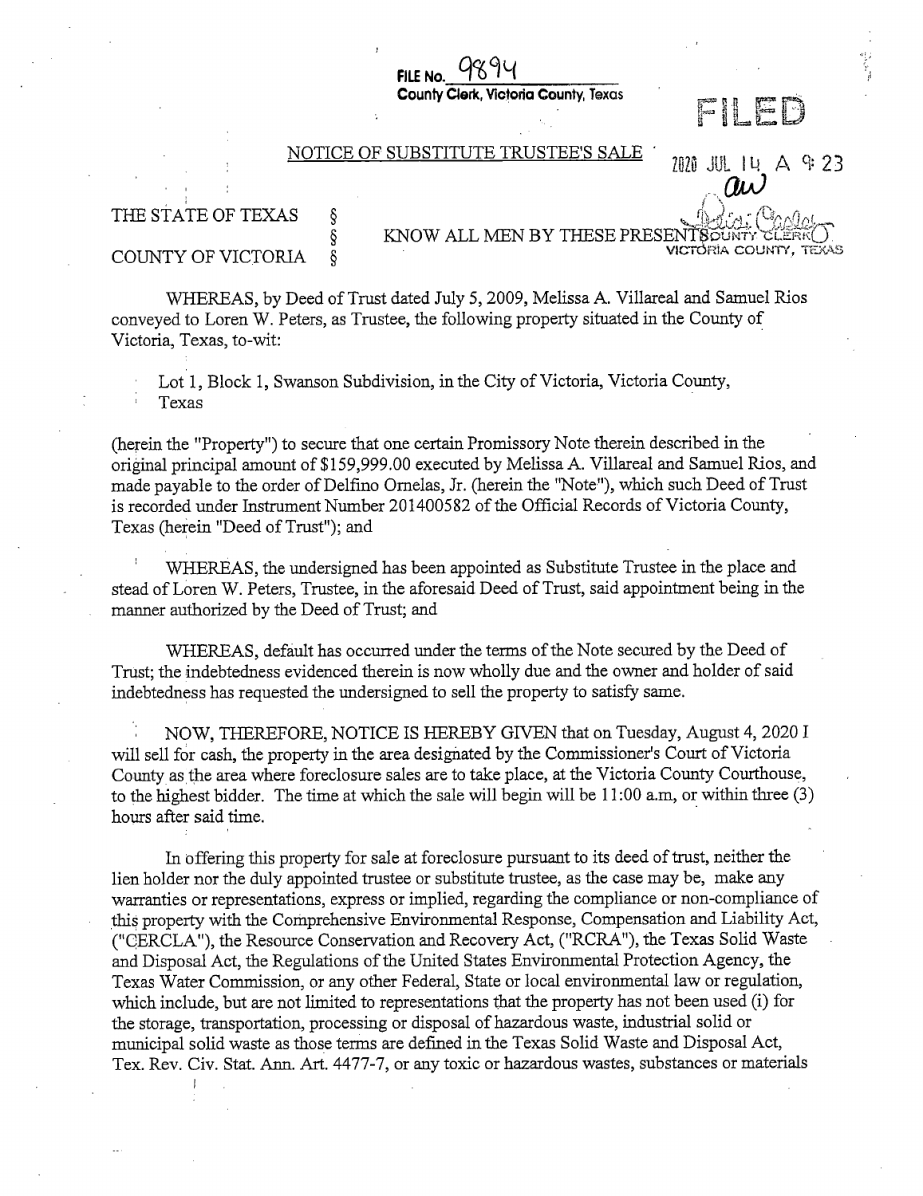FILE No. 9894
County Clerk, Victoria County, Texas

FILED

2020 JUL 14 A 9:23

# NOTICE OF SUBSTITUTE TRUSTEE'S SALE

THE STATE OF TEXAS §
§ KNOW ALL MEN BY THESE PRESENTS
COUNTY OF VICTORIA §

COUNTY CLERK
VICTORIA COUNTY, TEXAS

WHEREAS, by Deed of Trust dated July 5, 2009, Melissa A. Villareal and Samuel Rios conveyed to Loren W. Peters, as Trustee, the following property situated in the County of Victoria, Texas, to-wit:

Lot 1, Block 1, Swanson Subdivision, in the City of Victoria, Victoria County, Texas

(herein the "Property") to secure that one certain Promissory Note therein described in the original principal amount of $159,999.00 executed by Melissa A. Villareal and Samuel Rios, and made payable to the order of Delfino Ornelas, Jr. (herein the "Note"), which such Deed of Trust is recorded under Instrument Number 201400582 of the Official Records of Victoria County, Texas (herein "Deed of Trust"); and

WHEREAS, the undersigned has been appointed as Substitute Trustee in the place and stead of Loren W. Peters, Trustee, in the aforesaid Deed of Trust, said appointment being in the manner authorized by the Deed of Trust; and

WHEREAS, default has occurred under the terms of the Note secured by the Deed of Trust; the indebtedness evidenced therein is now wholly due and the owner and holder of said indebtedness has requested the undersigned to sell the property to satisfy same.

NOW, THEREFORE, NOTICE IS HEREBY GIVEN that on Tuesday, August 4, 2020 I will sell for cash, the property in the area designated by the Commissioner's Court of Victoria County as the area where foreclosure sales are to take place, at the Victoria County Courthouse, to the highest bidder. The time at which the sale will begin will be 11:00 a.m, or within three (3) hours after said time.

In offering this property for sale at foreclosure pursuant to its deed of trust, neither the lien holder nor the duly appointed trustee or substitute trustee, as the case may be, make any warranties or representations, express or implied, regarding the compliance or non-compliance of this property with the Comprehensive Environmental Response, Compensation and Liability Act, ("CERCLA"), the Resource Conservation and Recovery Act, ("RCRA"), the Texas Solid Waste and Disposal Act, the Regulations of the United States Environmental Protection Agency, the Texas Water Commission, or any other Federal, State or local environmental law or regulation, which include, but are not limited to representations that the property has not been used (i) for the storage, transportation, processing or disposal of hazardous waste, industrial solid or municipal solid waste as those terms are defined in the Texas Solid Waste and Disposal Act, Tex. Rev. Civ. Stat. Ann. Art. 4477-7, or any toxic or hazardous wastes, substances or materials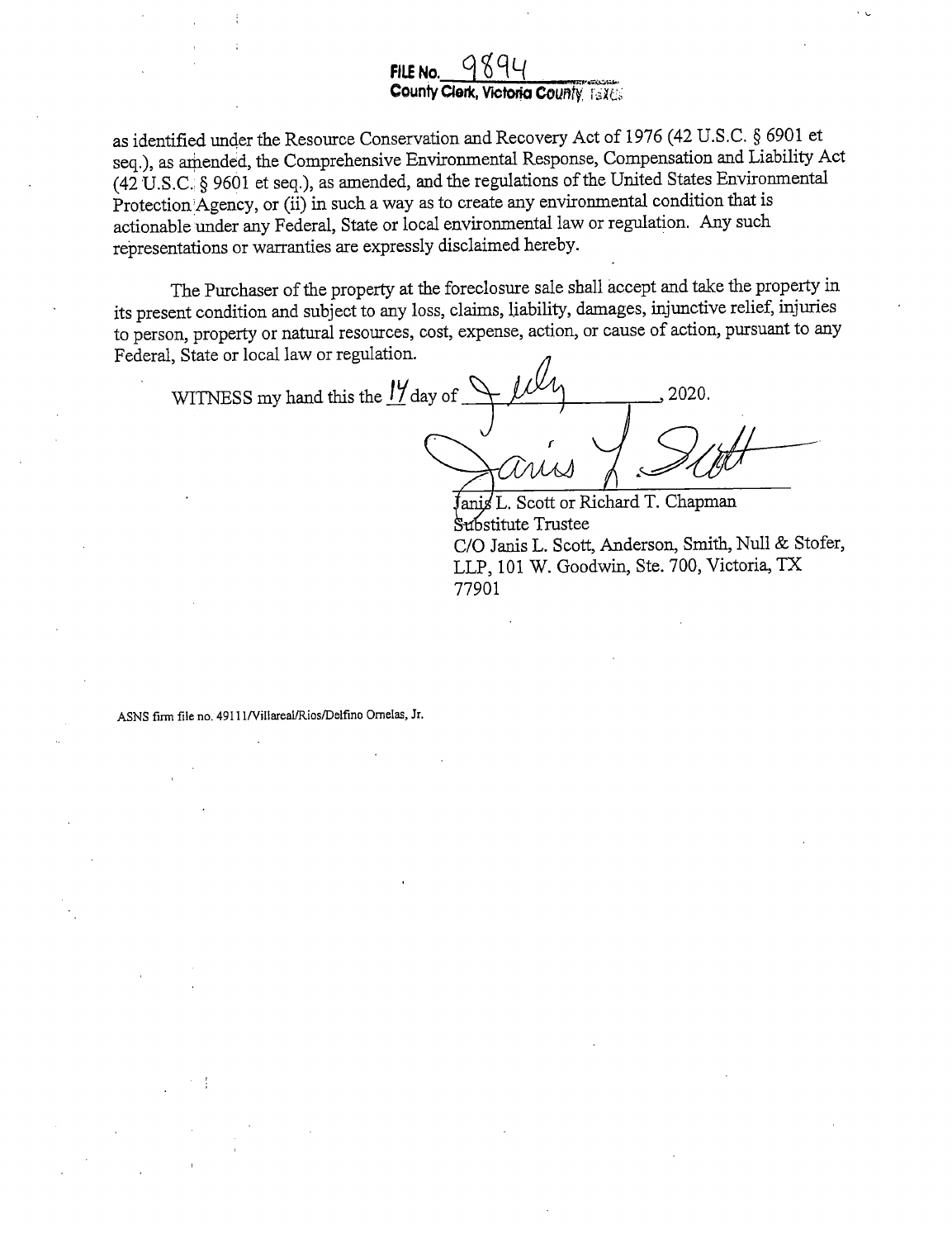**FILE No.** 9894
**County Clerk, Victoria County, Texas**

as identified under the Resource Conservation and Recovery Act of 1976 (42 U.S.C. § 6901 et seq.), as amended, the Comprehensive Environmental Response, Compensation and Liability Act (42 U.S.C. § 9601 et seq.), as amended, and the regulations of the United States Environmental Protection Agency, or (ii) in such a way as to create any environmental condition that is actionable under any Federal, State or local environmental law or regulation. Any such representations or warranties are expressly disclaimed hereby.

The Purchaser of the property at the foreclosure sale shall accept and take the property in its present condition and subject to any loss, claims, liability, damages, injunctive relief, injuries to person, property or natural resources, cost, expense, action, or cause of action, pursuant to any Federal, State or local law or regulation.

WITNESS my hand this the 14 day of July, 2020.

Janis L. Scott or Richard T. Chapman
Substitute Trustee
C/O Janis L. Scott, Anderson, Smith, Null & Stofer, LLP, 101 W. Goodwin, Ste. 700, Victoria, TX 77901

ASNS firm file no. 49111/Villareal/Rios/Delfino Ornelas, Jr.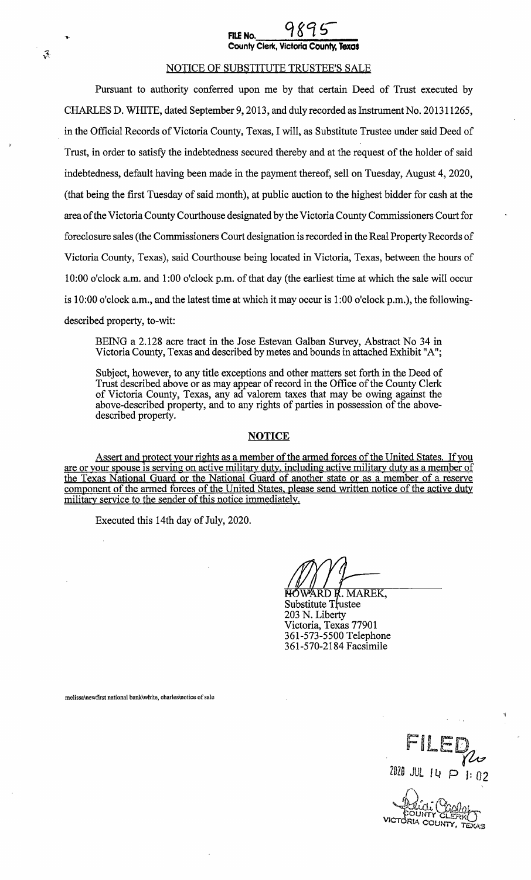FILE No. 9895
County Clerk, Victoria County, Texas

## NOTICE OF SUBSTITUTE TRUSTEE'S SALE

Pursuant to authority conferred upon me by that certain Deed of Trust executed by CHARLES D. WHITE, dated September 9, 2013, and duly recorded as Instrument No. 201311265, in the Official Records of Victoria County, Texas, I will, as Substitute Trustee under said Deed of Trust, in order to satisfy the indebtedness secured thereby and at the request of the holder of said indebtedness, default having been made in the payment thereof, sell on Tuesday, August 4, 2020, (that being the first Tuesday of said month), at public auction to the highest bidder for cash at the area of the Victoria County Courthouse designated by the Victoria County Commissioners Court for foreclosure sales (the Commissioners Court designation is recorded in the Real Property Records of Victoria County, Texas), said Courthouse being located in Victoria, Texas, between the hours of 10:00 o'clock a.m. and 1:00 o'clock p.m. of that day (the earliest time at which the sale will occur is 10:00 o'clock a.m., and the latest time at which it may occur is 1:00 o'clock p.m.), the following-described property, to-wit:

BEING a 2.128 acre tract in the Jose Estevan Galban Survey, Abstract No 34 in Victoria County, Texas and described by metes and bounds in attached Exhibit "A";

Subject, however, to any title exceptions and other matters set forth in the Deed of Trust described above or as may appear of record in the Office of the County Clerk of Victoria County, Texas, any ad valorem taxes that may be owing against the above-described property, and to any rights of parties in possession of the above-described property.

## NOTICE

Assert and protect your rights as a member of the armed forces of the United States. If you are or your spouse is serving on active military duty, including active military duty as a member of the Texas National Guard or the National Guard of another state or as a member of a reserve component of the armed forces of the United States, please send written notice of the active duty military service to the sender of this notice immediately.

Executed this 14th day of July, 2020.

HOWARD R. MAREK,
Substitute Trustee
203 N. Liberty
Victoria, Texas 77901
361-573-5500 Telephone
361-570-2184 Facsimile

melissa\newfirst national bank\white, charles\notice of sale

FILED
2020 JUL 14 P 1:02
COUNTY CLERK
VICTORIA COUNTY, TEXAS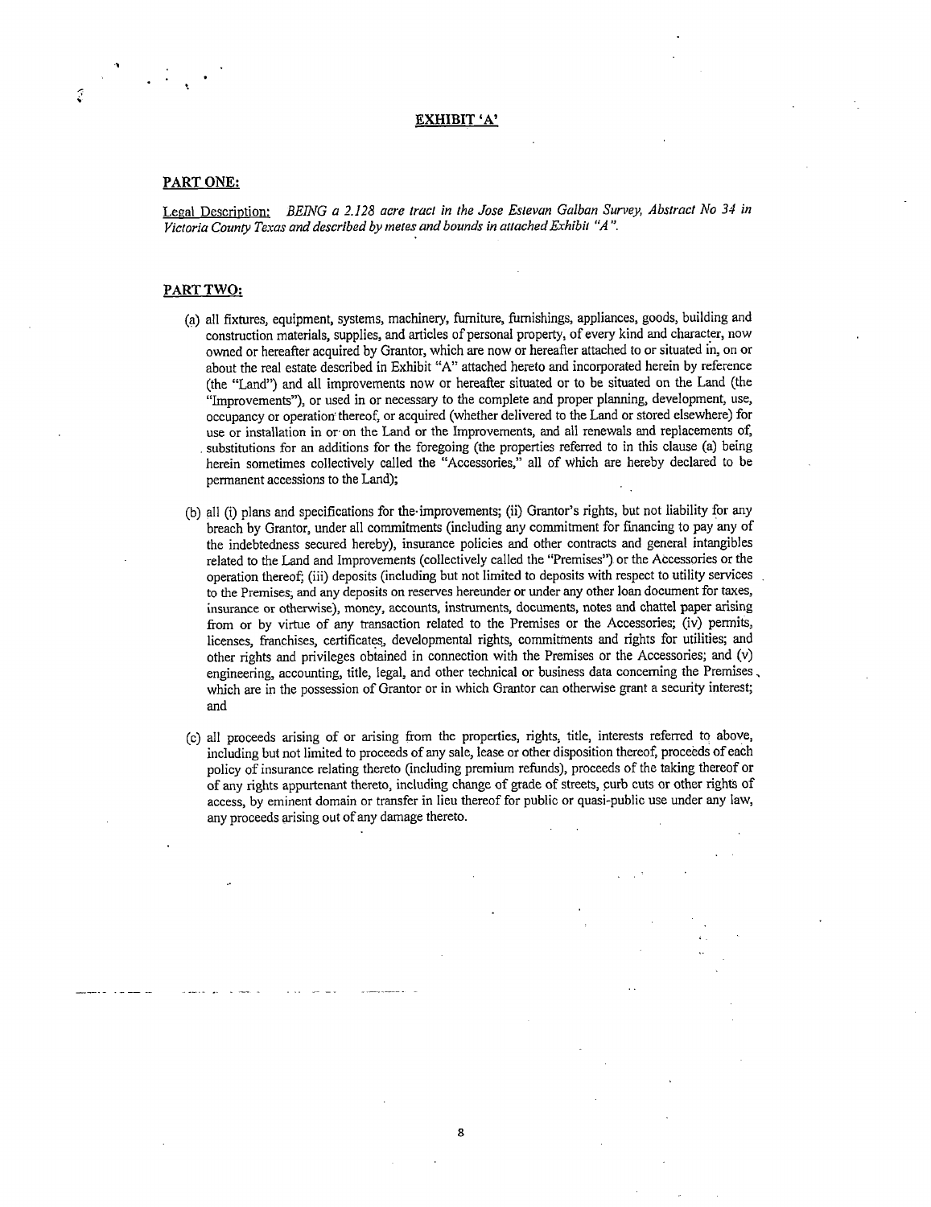# EXHIBIT 'A'

**PART ONE:**

Legal Description: *BEING a 2.128 acre tract in the Jose Estevan Galban Survey, Abstract No 34 in Victoria County Texas and described by metes and bounds in attached Exhibit "A".*

**PART TWO:**

(a) all fixtures, equipment, systems, machinery, furniture, furnishings, appliances, goods, building and construction materials, supplies, and articles of personal property, of every kind and character, now owned or hereafter acquired by Grantor, which are now or hereafter attached to or situated in, on or about the real estate described in Exhibit "A" attached hereto and incorporated herein by reference (the "Land") and all improvements now or hereafter situated or to be situated on the Land (the "Improvements"), or used in or necessary to the complete and proper planning, development, use, occupancy or operation thereof, or acquired (whether delivered to the Land or stored elsewhere) for use or installation in or on the Land or the Improvements, and all renewals and replacements of, substitutions for an additions for the foregoing (the properties referred to in this clause (a) being herein sometimes collectively called the "Accessories," all of which are hereby declared to be permanent accessions to the Land);

(b) all (i) plans and specifications for the improvements; (ii) Grantor's rights, but not liability for any breach by Grantor, under all commitments (including any commitment for financing to pay any of the indebtedness secured hereby), insurance policies and other contracts and general intangibles related to the Land and Improvements (collectively called the "Premises") or the Accessories or the operation thereof; (iii) deposits (including but not limited to deposits with respect to utility services to the Premises, and any deposits on reserves hereunder or under any other loan document for taxes, insurance or otherwise), money, accounts, instruments, documents, notes and chattel paper arising from or by virtue of any transaction related to the Premises or the Accessories; (iv) permits, licenses, franchises, certificates, developmental rights, commitments and rights for utilities; and other rights and privileges obtained in connection with the Premises or the Accessories; and (v) engineering, accounting, title, legal, and other technical or business data concerning the Premises, which are in the possession of Grantor or in which Grantor can otherwise grant a security interest; and

(c) all proceeds arising of or arising from the properties, rights, title, interests referred to above, including but not limited to proceeds of any sale, lease or other disposition thereof, proceeds of each policy of insurance relating thereto (including premium refunds), proceeds of the taking thereof or of any rights appurtenant thereto, including change of grade of streets, curb cuts or other rights of access, by eminent domain or transfer in lieu thereof for public or quasi-public use under any law, any proceeds arising out of any damage thereto.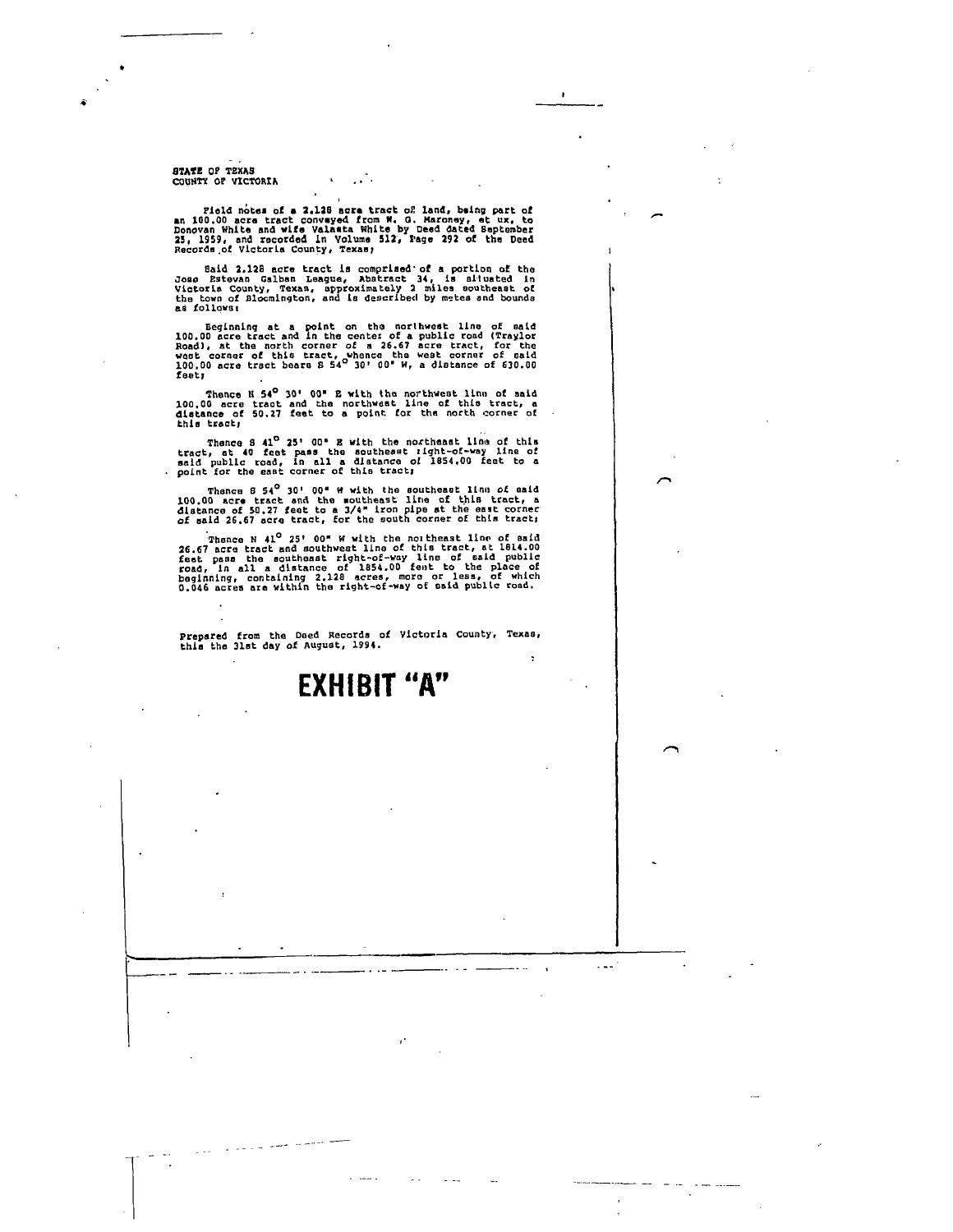STATE OF TEXAS
COUNTY OF VICTORIA

Field notes of a 2.128 acre tract of land, being part of an 100.00 acre tract conveyed from W. G. Maroney, et ux, to Donovan White and wife Valaata White by Deed dated September 25, 1959, and recorded in Volume 512, Page 292 of the Deed Records of Victoria County, Texas;

Said 2.128 acre tract is comprised of a portion of the Jose Estevan Galban League, Abstract 34, is situated in Victoria County, Texas, approximately 2 miles southeast of the town of Bloomington, and is described by metes and bounds as follows:

Beginning at a point on the northwest line of said 100.00 acre tract and in the center of a public road (Traylor Road), at the north corner of a 26.67 acre tract, for the west corner of this tract, whence the west corner of said 100.00 acre tract bears S 54° 30' 00" W, a distance of 630.00 feet;

Thence N 54° 30' 00" E with the northwest line of said 100.00 acre tract and the northwest line of this tract, a distance of 50.27 feet to a point for the north corner of this tract;

Thence S 41° 25' 00" E with the northeast line of this tract, at 40 feet pass the southeast right-of-way line of said public road, in all a distance of 1854.00 feet to a point for the east corner of this tract;

Thence S 54° 30' 00" W with the southeast line of said 100.00 acre tract and the southeast line of this tract, a distance of 50.27 feet to a 3/4" iron pipe at the east corner of said 26.67 acre tract, for the south corner of this tract;

Thence N 41° 25' 00" W with the northeast line of said 26.67 acre tract and southwest line of this tract, at 1814.00 feet pass the southeast right-of-way line of said public road, in all a distance of 1854.00 feet to the place of beginning, containing 2.128 acres, more or less, of which 0.046 acres are within the right-of-way of said public road.

Prepared from the Deed Records of Victoria County, Texas, this the 31st day of August, 1994.

# EXHIBIT "A"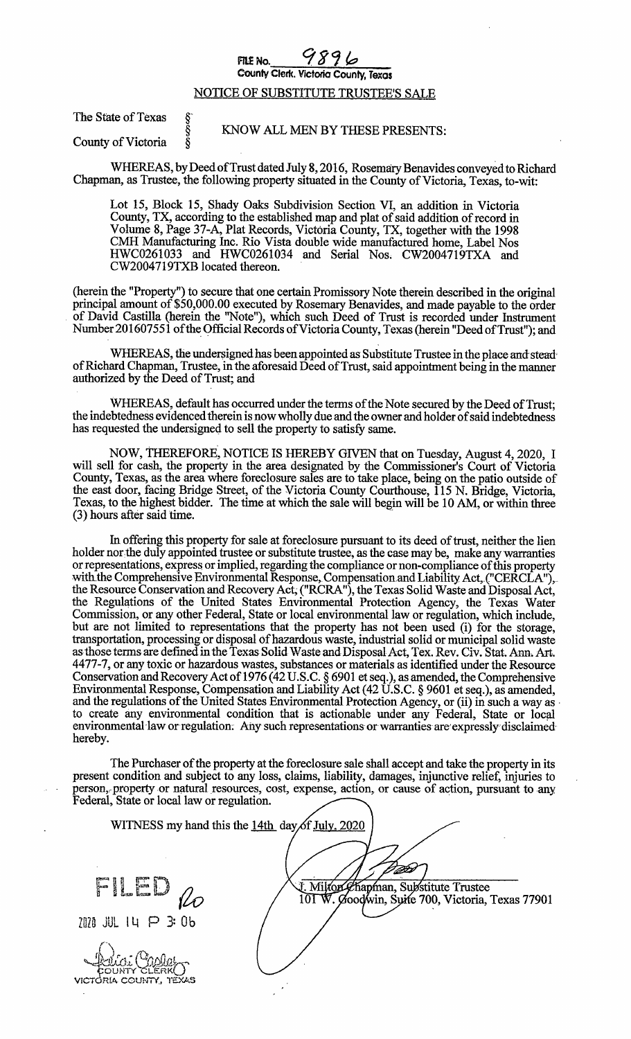FILE No. 9896

County Clerk, Victoria County, Texas

# NOTICE OF SUBSTITUTE TRUSTEE'S SALE

The State of Texas §
§ KNOW ALL MEN BY THESE PRESENTS:
County of Victoria §

WHEREAS, by Deed of Trust dated July 8, 2016, Rosemary Benavides conveyed to Richard Chapman, as Trustee, the following property situated in the County of Victoria, Texas, to-wit:

> Lot 15, Block 15, Shady Oaks Subdivision Section VI, an addition in Victoria County, TX, according to the established map and plat of said addition of record in Volume 8, Page 37-A, Plat Records, Victoria County, TX, together with the 1998 CMH Manufacturing Inc. Rio Vista double wide manufactured home, Label Nos HWC0261033 and HWC0261034 and Serial Nos. CW2004719TXA and CW2004719TXB located thereon.

(herein the "Property") to secure that one certain Promissory Note therein described in the original principal amount of $50,000.00 executed by Rosemary Benavides, and made payable to the order of David Castilla (herein the "Note"), which such Deed of Trust is recorded under Instrument Number 201607551 of the Official Records of Victoria County, Texas (herein "Deed of Trust"); and

WHEREAS, the undersigned has been appointed as Substitute Trustee in the place and stead of Richard Chapman, Trustee, in the aforesaid Deed of Trust, said appointment being in the manner authorized by the Deed of Trust; and

WHEREAS, default has occurred under the terms of the Note secured by the Deed of Trust; the indebtedness evidenced therein is now wholly due and the owner and holder of said indebtedness has requested the undersigned to sell the property to satisfy same.

NOW, THEREFORE, NOTICE IS HEREBY GIVEN that on Tuesday, August 4, 2020, I will sell for cash, the property in the area designated by the Commissioner's Court of Victoria County, Texas, as the area where foreclosure sales are to take place, being on the patio outside of the east door, facing Bridge Street, of the Victoria County Courthouse, 115 N. Bridge, Victoria, Texas, to the highest bidder. The time at which the sale will begin will be 10 AM, or within three (3) hours after said time.

In offering this property for sale at foreclosure pursuant to its deed of trust, neither the lien holder nor the duly appointed trustee or substitute trustee, as the case may be, make any warranties or representations, express or implied, regarding the compliance or non-compliance of this property with the Comprehensive Environmental Response, Compensation and Liability Act, ("CERCLA"), the Resource Conservation and Recovery Act, ("RCRA"), the Texas Solid Waste and Disposal Act, the Regulations of the United States Environmental Protection Agency, the Texas Water Commission, or any other Federal, State or local environmental law or regulation, which include, but are not limited to representations that the property has not been used (i) for the storage, transportation, processing or disposal of hazardous waste, industrial solid or municipal solid waste as those terms are defined in the Texas Solid Waste and Disposal Act, Tex. Rev. Civ. Stat. Ann. Art. 4477-7, or any toxic or hazardous wastes, substances or materials as identified under the Resource Conservation and Recovery Act of 1976 (42 U.S.C. § 6901 et seq.), as amended, the Comprehensive Environmental Response, Compensation and Liability Act (42 U.S.C. § 9601 et seq.), as amended, and the regulations of the United States Environmental Protection Agency, or (ii) in such a way as to create any environmental condition that is actionable under any Federal, State or local environmental law or regulation. Any such representations or warranties are expressly disclaimed hereby.

The Purchaser of the property at the foreclosure sale shall accept and take the property in its present condition and subject to any loss, claims, liability, damages, injunctive relief, injuries to person, property or natural resources, cost, expense, action, or cause of action, pursuant to any Federal, State or local law or regulation.

WITNESS my hand this the 14th day of July, 2020

J. Milton Chapman, Substitute Trustee
101 W. Goodwin, Suite 700, Victoria, Texas 77901

FILED
2020 JUL 14 P 3:06
COUNTY CLERK
VICTORIA COUNTY, TEXAS